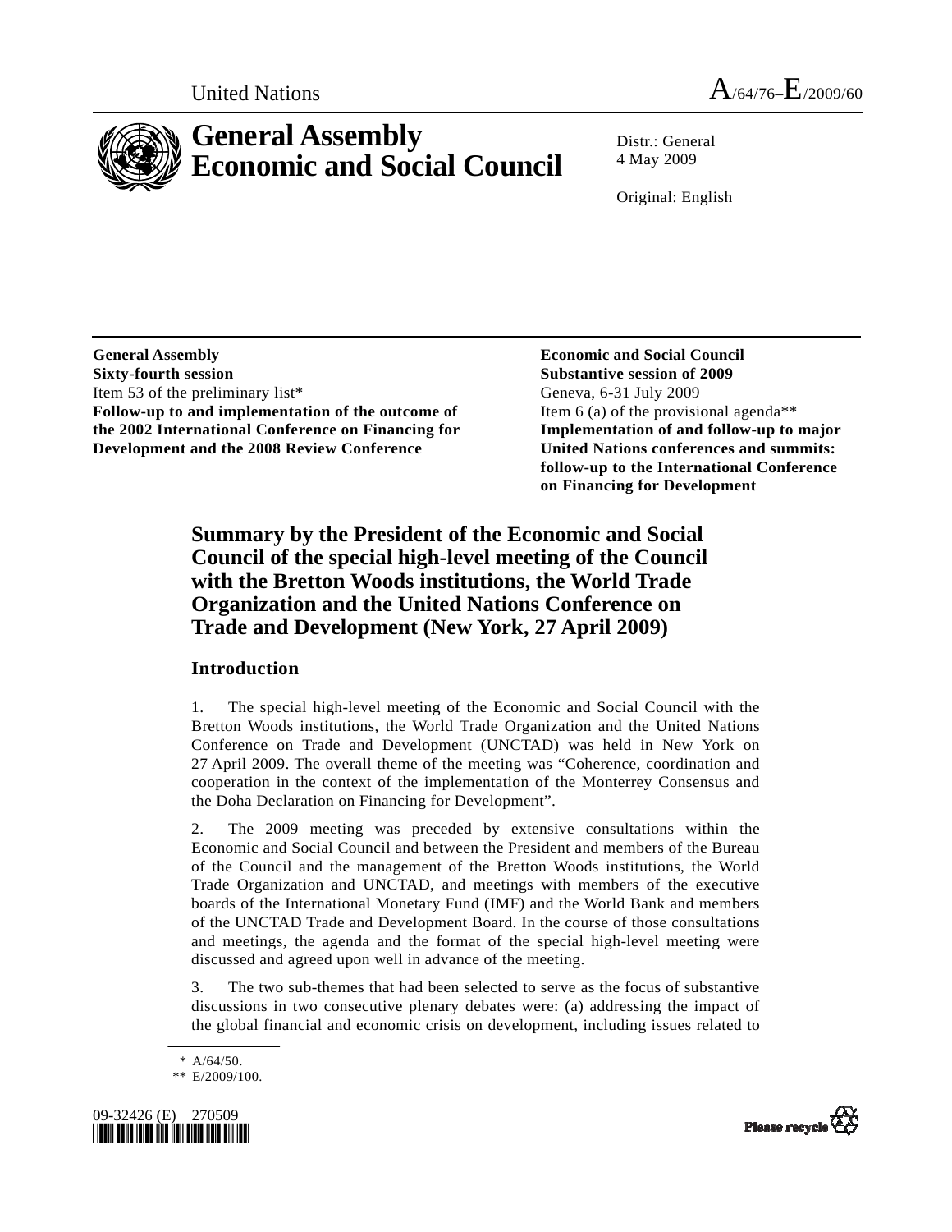United Nations A/64/76–E/2009/60

# General Assembly Economic and Social Council

Distr.: General
4 May 2009

Original: English

**General Assembly**
**Sixty-fourth session**
Item 53 of the preliminary list*
**Follow-up to and implementation of the outcome of the 2002 International Conference on Financing for Development and the 2008 Review Conference**

**Economic and Social Council**
**Substantive session of 2009**
Geneva, 6-31 July 2009
Item 6 (a) of the provisional agenda**
**Implementation of and follow-up to major United Nations conferences and summits: follow-up to the International Conference on Financing for Development**

## Summary by the President of the Economic and Social Council of the special high-level meeting of the Council with the Bretton Woods institutions, the World Trade Organization and the United Nations Conference on Trade and Development (New York, 27 April 2009)

### Introduction

1. The special high-level meeting of the Economic and Social Council with the Bretton Woods institutions, the World Trade Organization and the United Nations Conference on Trade and Development (UNCTAD) was held in New York on 27 April 2009. The overall theme of the meeting was "Coherence, coordination and cooperation in the context of the implementation of the Monterrey Consensus and the Doha Declaration on Financing for Development".

2. The 2009 meeting was preceded by extensive consultations within the Economic and Social Council and between the President and members of the Bureau of the Council and the management of the Bretton Woods institutions, the World Trade Organization and UNCTAD, and meetings with members of the executive boards of the International Monetary Fund (IMF) and the World Bank and members of the UNCTAD Trade and Development Board. In the course of those consultations and meetings, the agenda and the format of the special high-level meeting were discussed and agreed upon well in advance of the meeting.

3. The two sub-themes that had been selected to serve as the focus of substantive discussions in two consecutive plenary debates were: (a) addressing the impact of the global financial and economic crisis on development, including issues related to

\* A/64/50.
\*\* E/2009/100.

09-32426 (E) 270509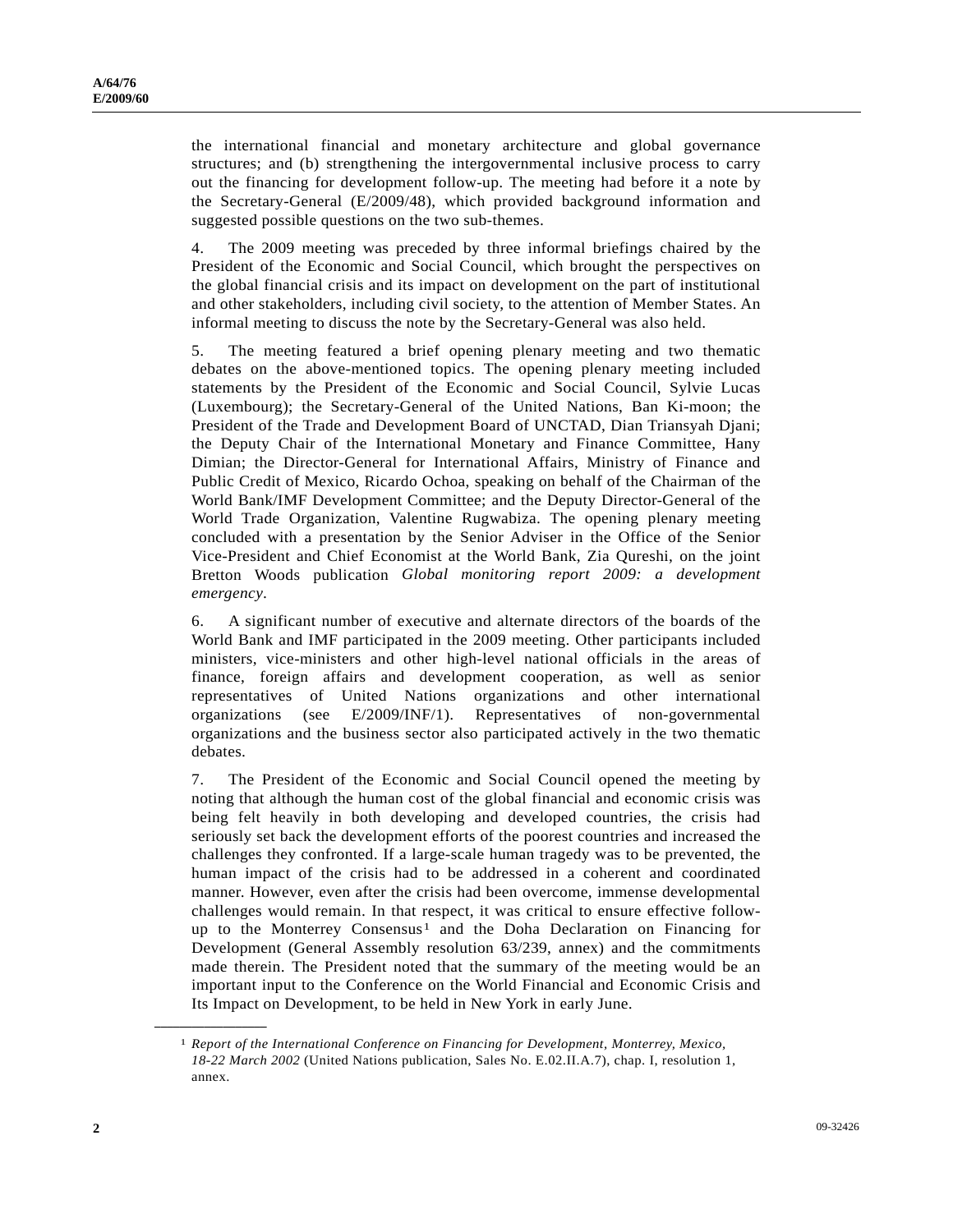the international financial and monetary architecture and global governance structures; and (b) strengthening the intergovernmental inclusive process to carry out the financing for development follow-up. The meeting had before it a note by the Secretary-General (E/2009/48), which provided background information and suggested possible questions on the two sub-themes.

4. The 2009 meeting was preceded by three informal briefings chaired by the President of the Economic and Social Council, which brought the perspectives on the global financial crisis and its impact on development on the part of institutional and other stakeholders, including civil society, to the attention of Member States. An informal meeting to discuss the note by the Secretary-General was also held.

5. The meeting featured a brief opening plenary meeting and two thematic debates on the above-mentioned topics. The opening plenary meeting included statements by the President of the Economic and Social Council, Sylvie Lucas (Luxembourg); the Secretary-General of the United Nations, Ban Ki-moon; the President of the Trade and Development Board of UNCTAD, Dian Triansyah Djani; the Deputy Chair of the International Monetary and Finance Committee, Hany Dimian; the Director-General for International Affairs, Ministry of Finance and Public Credit of Mexico, Ricardo Ochoa, speaking on behalf of the Chairman of the World Bank/IMF Development Committee; and the Deputy Director-General of the World Trade Organization, Valentine Rugwabiza. The opening plenary meeting concluded with a presentation by the Senior Adviser in the Office of the Senior Vice-President and Chief Economist at the World Bank, Zia Qureshi, on the joint Bretton Woods publication *Global monitoring report 2009: a development emergency*.

6. A significant number of executive and alternate directors of the boards of the World Bank and IMF participated in the 2009 meeting. Other participants included ministers, vice-ministers and other high-level national officials in the areas of finance, foreign affairs and development cooperation, as well as senior representatives of United Nations organizations and other international organizations (see E/2009/INF/1). Representatives of non-governmental organizations and the business sector also participated actively in the two thematic debates.

7. The President of the Economic and Social Council opened the meeting by noting that although the human cost of the global financial and economic crisis was being felt heavily in both developing and developed countries, the crisis had seriously set back the development efforts of the poorest countries and increased the challenges they confronted. If a large-scale human tragedy was to be prevented, the human impact of the crisis had to be addressed in a coherent and coordinated manner. However, even after the crisis had been overcome, immense developmental challenges would remain. In that respect, it was critical to ensure effective follow-up to the Monterrey Consensus[1] and the Doha Declaration on Financing for Development (General Assembly resolution 63/239, annex) and the commitments made therein. The President noted that the summary of the meeting would be an important input to the Conference on the World Financial and Economic Crisis and Its Impact on Development, to be held in New York in early June.

---

[1] *Report of the International Conference on Financing for Development, Monterrey, Mexico, 18-22 March 2002* (United Nations publication, Sales No. E.02.II.A.7), chap. I, resolution 1, annex.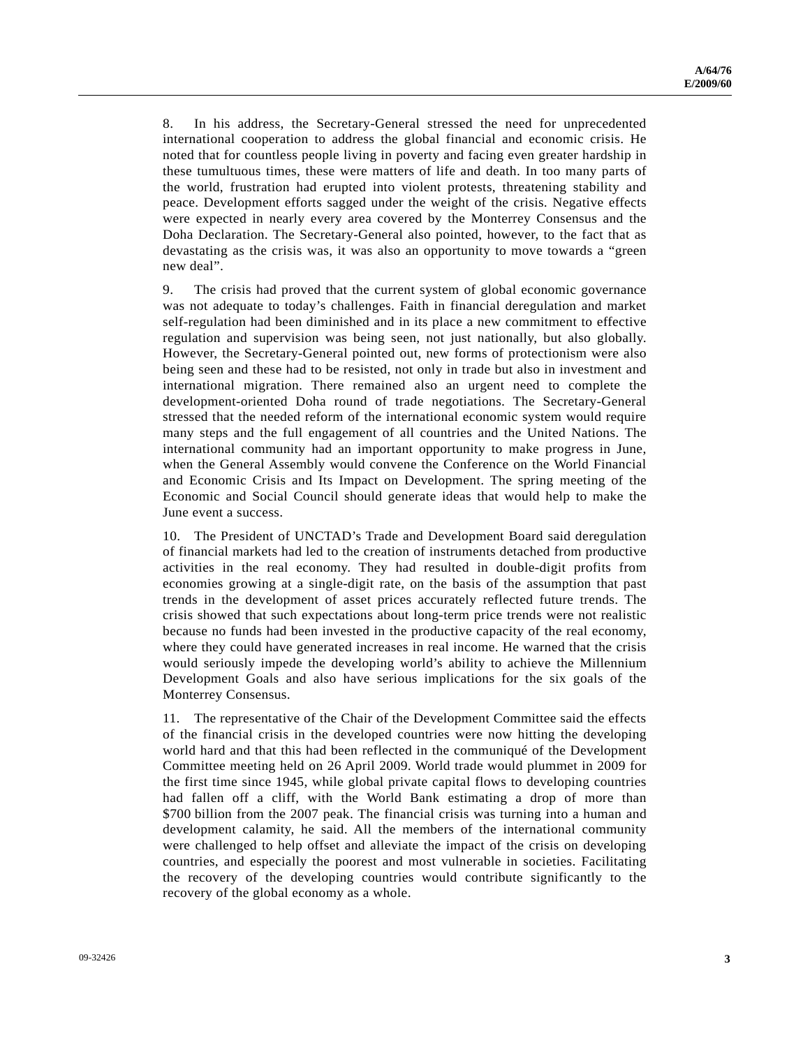8. In his address, the Secretary-General stressed the need for unprecedented international cooperation to address the global financial and economic crisis. He noted that for countless people living in poverty and facing even greater hardship in these tumultuous times, these were matters of life and death. In too many parts of the world, frustration had erupted into violent protests, threatening stability and peace. Development efforts sagged under the weight of the crisis. Negative effects were expected in nearly every area covered by the Monterrey Consensus and the Doha Declaration. The Secretary-General also pointed, however, to the fact that as devastating as the crisis was, it was also an opportunity to move towards a "green new deal".

9. The crisis had proved that the current system of global economic governance was not adequate to today's challenges. Faith in financial deregulation and market self-regulation had been diminished and in its place a new commitment to effective regulation and supervision was being seen, not just nationally, but also globally. However, the Secretary-General pointed out, new forms of protectionism were also being seen and these had to be resisted, not only in trade but also in investment and international migration. There remained also an urgent need to complete the development-oriented Doha round of trade negotiations. The Secretary-General stressed that the needed reform of the international economic system would require many steps and the full engagement of all countries and the United Nations. The international community had an important opportunity to make progress in June, when the General Assembly would convene the Conference on the World Financial and Economic Crisis and Its Impact on Development. The spring meeting of the Economic and Social Council should generate ideas that would help to make the June event a success.

10. The President of UNCTAD's Trade and Development Board said deregulation of financial markets had led to the creation of instruments detached from productive activities in the real economy. They had resulted in double-digit profits from economies growing at a single-digit rate, on the basis of the assumption that past trends in the development of asset prices accurately reflected future trends. The crisis showed that such expectations about long-term price trends were not realistic because no funds had been invested in the productive capacity of the real economy, where they could have generated increases in real income. He warned that the crisis would seriously impede the developing world's ability to achieve the Millennium Development Goals and also have serious implications for the six goals of the Monterrey Consensus.

11. The representative of the Chair of the Development Committee said the effects of the financial crisis in the developed countries were now hitting the developing world hard and that this had been reflected in the communiqué of the Development Committee meeting held on 26 April 2009. World trade would plummet in 2009 for the first time since 1945, while global private capital flows to developing countries had fallen off a cliff, with the World Bank estimating a drop of more than $700 billion from the 2007 peak. The financial crisis was turning into a human and development calamity, he said. All the members of the international community were challenged to help offset and alleviate the impact of the crisis on developing countries, and especially the poorest and most vulnerable in societies. Facilitating the recovery of the developing countries would contribute significantly to the recovery of the global economy as a whole.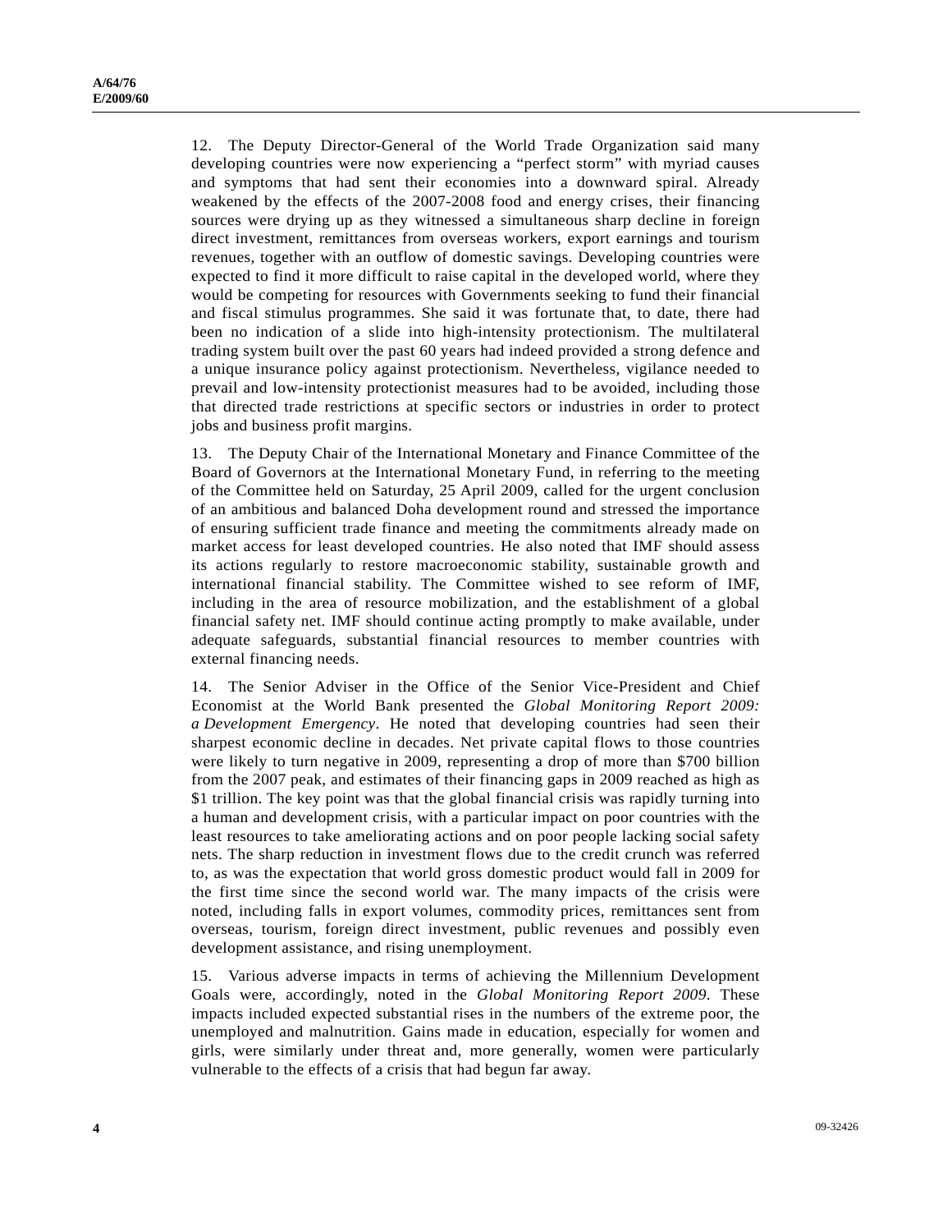12. The Deputy Director-General of the World Trade Organization said many developing countries were now experiencing a "perfect storm" with myriad causes and symptoms that had sent their economies into a downward spiral. Already weakened by the effects of the 2007-2008 food and energy crises, their financing sources were drying up as they witnessed a simultaneous sharp decline in foreign direct investment, remittances from overseas workers, export earnings and tourism revenues, together with an outflow of domestic savings. Developing countries were expected to find it more difficult to raise capital in the developed world, where they would be competing for resources with Governments seeking to fund their financial and fiscal stimulus programmes. She said it was fortunate that, to date, there had been no indication of a slide into high-intensity protectionism. The multilateral trading system built over the past 60 years had indeed provided a strong defence and a unique insurance policy against protectionism. Nevertheless, vigilance needed to prevail and low-intensity protectionist measures had to be avoided, including those that directed trade restrictions at specific sectors or industries in order to protect jobs and business profit margins.

13. The Deputy Chair of the International Monetary and Finance Committee of the Board of Governors at the International Monetary Fund, in referring to the meeting of the Committee held on Saturday, 25 April 2009, called for the urgent conclusion of an ambitious and balanced Doha development round and stressed the importance of ensuring sufficient trade finance and meeting the commitments already made on market access for least developed countries. He also noted that IMF should assess its actions regularly to restore macroeconomic stability, sustainable growth and international financial stability. The Committee wished to see reform of IMF, including in the area of resource mobilization, and the establishment of a global financial safety net. IMF should continue acting promptly to make available, under adequate safeguards, substantial financial resources to member countries with external financing needs.

14. The Senior Adviser in the Office of the Senior Vice-President and Chief Economist at the World Bank presented the *Global Monitoring Report 2009: a Development Emergency*. He noted that developing countries had seen their sharpest economic decline in decades. Net private capital flows to those countries were likely to turn negative in 2009, representing a drop of more than $700 billion from the 2007 peak, and estimates of their financing gaps in 2009 reached as high as $1 trillion. The key point was that the global financial crisis was rapidly turning into a human and development crisis, with a particular impact on poor countries with the least resources to take ameliorating actions and on poor people lacking social safety nets. The sharp reduction in investment flows due to the credit crunch was referred to, as was the expectation that world gross domestic product would fall in 2009 for the first time since the second world war. The many impacts of the crisis were noted, including falls in export volumes, commodity prices, remittances sent from overseas, tourism, foreign direct investment, public revenues and possibly even development assistance, and rising unemployment.

15. Various adverse impacts in terms of achieving the Millennium Development Goals were, accordingly, noted in the *Global Monitoring Report 2009*. These impacts included expected substantial rises in the numbers of the extreme poor, the unemployed and malnutrition. Gains made in education, especially for women and girls, were similarly under threat and, more generally, women were particularly vulnerable to the effects of a crisis that had begun far away.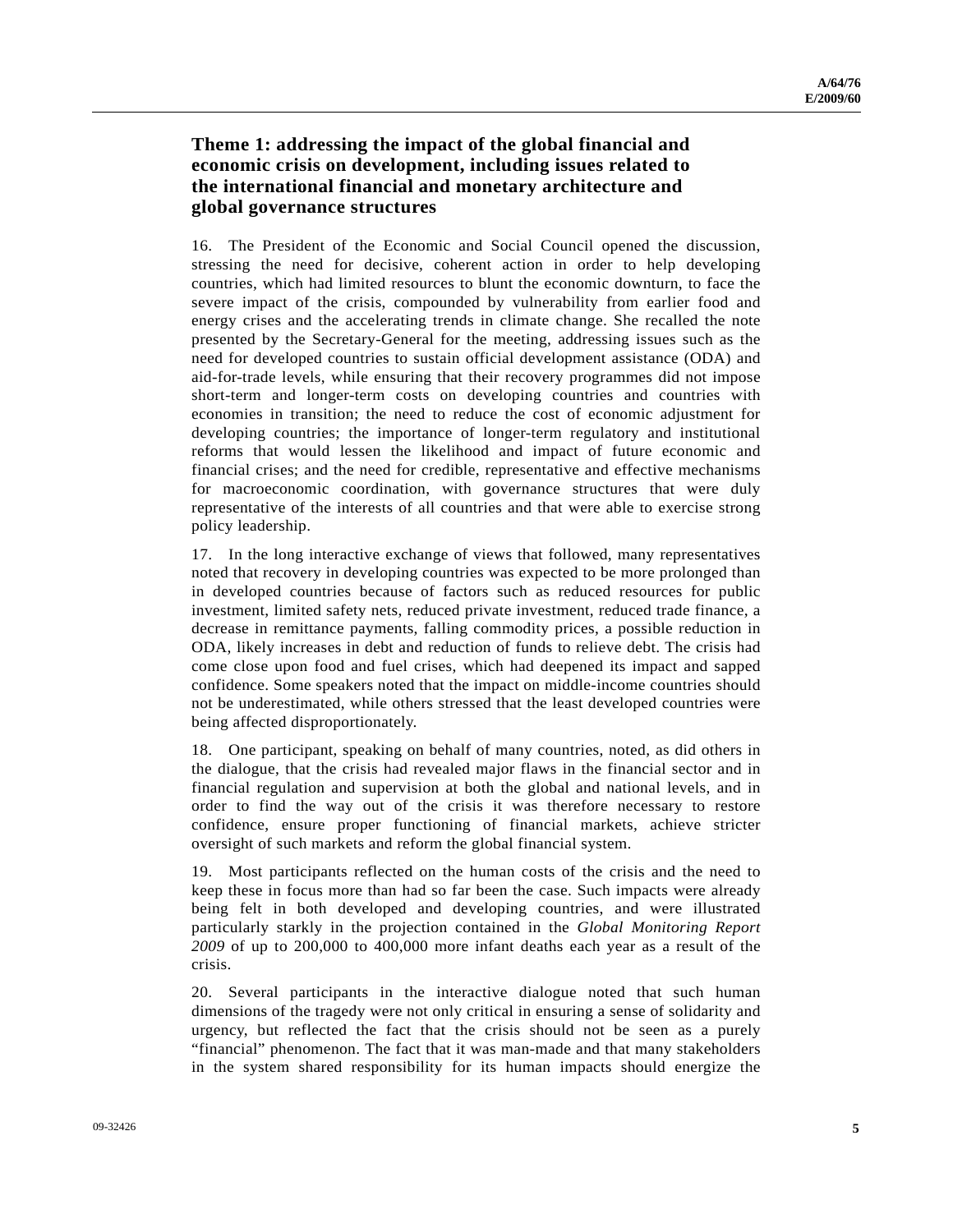## Theme 1: addressing the impact of the global financial and economic crisis on development, including issues related to the international financial and monetary architecture and global governance structures

16. The President of the Economic and Social Council opened the discussion, stressing the need for decisive, coherent action in order to help developing countries, which had limited resources to blunt the economic downturn, to face the severe impact of the crisis, compounded by vulnerability from earlier food and energy crises and the accelerating trends in climate change. She recalled the note presented by the Secretary-General for the meeting, addressing issues such as the need for developed countries to sustain official development assistance (ODA) and aid-for-trade levels, while ensuring that their recovery programmes did not impose short-term and longer-term costs on developing countries and countries with economies in transition; the need to reduce the cost of economic adjustment for developing countries; the importance of longer-term regulatory and institutional reforms that would lessen the likelihood and impact of future economic and financial crises; and the need for credible, representative and effective mechanisms for macroeconomic coordination, with governance structures that were duly representative of the interests of all countries and that were able to exercise strong policy leadership.

17. In the long interactive exchange of views that followed, many representatives noted that recovery in developing countries was expected to be more prolonged than in developed countries because of factors such as reduced resources for public investment, limited safety nets, reduced private investment, reduced trade finance, a decrease in remittance payments, falling commodity prices, a possible reduction in ODA, likely increases in debt and reduction of funds to relieve debt. The crisis had come close upon food and fuel crises, which had deepened its impact and sapped confidence. Some speakers noted that the impact on middle-income countries should not be underestimated, while others stressed that the least developed countries were being affected disproportionately.

18. One participant, speaking on behalf of many countries, noted, as did others in the dialogue, that the crisis had revealed major flaws in the financial sector and in financial regulation and supervision at both the global and national levels, and in order to find the way out of the crisis it was therefore necessary to restore confidence, ensure proper functioning of financial markets, achieve stricter oversight of such markets and reform the global financial system.

19. Most participants reflected on the human costs of the crisis and the need to keep these in focus more than had so far been the case. Such impacts were already being felt in both developed and developing countries, and were illustrated particularly starkly in the projection contained in the *Global Monitoring Report 2009* of up to 200,000 to 400,000 more infant deaths each year as a result of the crisis.

20. Several participants in the interactive dialogue noted that such human dimensions of the tragedy were not only critical in ensuring a sense of solidarity and urgency, but reflected the fact that the crisis should not be seen as a purely "financial" phenomenon. The fact that it was man-made and that many stakeholders in the system shared responsibility for its human impacts should energize the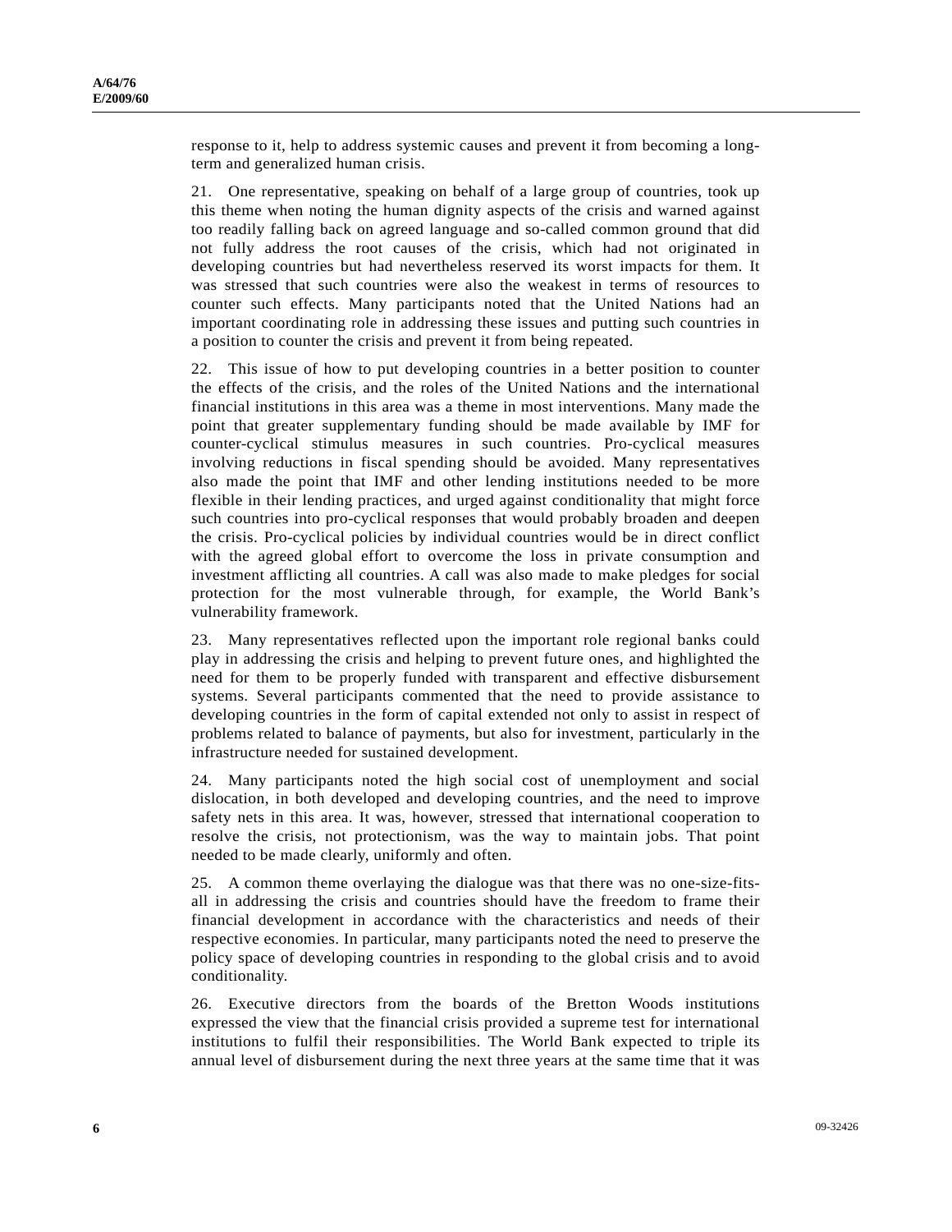response to it, help to address systemic causes and prevent it from becoming a long-term and generalized human crisis.

21. One representative, speaking on behalf of a large group of countries, took up this theme when noting the human dignity aspects of the crisis and warned against too readily falling back on agreed language and so-called common ground that did not fully address the root causes of the crisis, which had not originated in developing countries but had nevertheless reserved its worst impacts for them. It was stressed that such countries were also the weakest in terms of resources to counter such effects. Many participants noted that the United Nations had an important coordinating role in addressing these issues and putting such countries in a position to counter the crisis and prevent it from being repeated.

22. This issue of how to put developing countries in a better position to counter the effects of the crisis, and the roles of the United Nations and the international financial institutions in this area was a theme in most interventions. Many made the point that greater supplementary funding should be made available by IMF for counter-cyclical stimulus measures in such countries. Pro-cyclical measures involving reductions in fiscal spending should be avoided. Many representatives also made the point that IMF and other lending institutions needed to be more flexible in their lending practices, and urged against conditionality that might force such countries into pro-cyclical responses that would probably broaden and deepen the crisis. Pro-cyclical policies by individual countries would be in direct conflict with the agreed global effort to overcome the loss in private consumption and investment afflicting all countries. A call was also made to make pledges for social protection for the most vulnerable through, for example, the World Bank's vulnerability framework.

23. Many representatives reflected upon the important role regional banks could play in addressing the crisis and helping to prevent future ones, and highlighted the need for them to be properly funded with transparent and effective disbursement systems. Several participants commented that the need to provide assistance to developing countries in the form of capital extended not only to assist in respect of problems related to balance of payments, but also for investment, particularly in the infrastructure needed for sustained development.

24. Many participants noted the high social cost of unemployment and social dislocation, in both developed and developing countries, and the need to improve safety nets in this area. It was, however, stressed that international cooperation to resolve the crisis, not protectionism, was the way to maintain jobs. That point needed to be made clearly, uniformly and often.

25. A common theme overlaying the dialogue was that there was no one-size-fits-all in addressing the crisis and countries should have the freedom to frame their financial development in accordance with the characteristics and needs of their respective economies. In particular, many participants noted the need to preserve the policy space of developing countries in responding to the global crisis and to avoid conditionality.

26. Executive directors from the boards of the Bretton Woods institutions expressed the view that the financial crisis provided a supreme test for international institutions to fulfil their responsibilities. The World Bank expected to triple its annual level of disbursement during the next three years at the same time that it was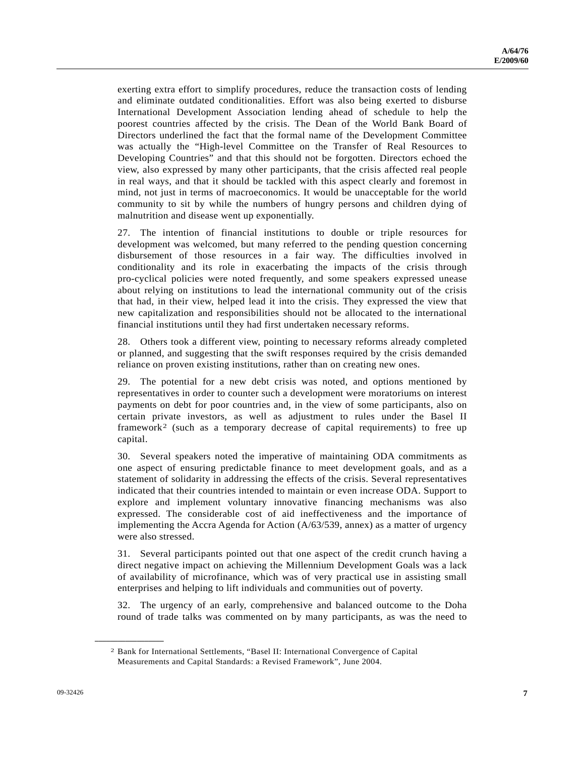exerting extra effort to simplify procedures, reduce the transaction costs of lending and eliminate outdated conditionalities. Effort was also being exerted to disburse International Development Association lending ahead of schedule to help the poorest countries affected by the crisis. The Dean of the World Bank Board of Directors underlined the fact that the formal name of the Development Committee was actually the "High-level Committee on the Transfer of Real Resources to Developing Countries" and that this should not be forgotten. Directors echoed the view, also expressed by many other participants, that the crisis affected real people in real ways, and that it should be tackled with this aspect clearly and foremost in mind, not just in terms of macroeconomics. It would be unacceptable for the world community to sit by while the numbers of hungry persons and children dying of malnutrition and disease went up exponentially.

27. The intention of financial institutions to double or triple resources for development was welcomed, but many referred to the pending question concerning disbursement of those resources in a fair way. The difficulties involved in conditionality and its role in exacerbating the impacts of the crisis through pro-cyclical policies were noted frequently, and some speakers expressed unease about relying on institutions to lead the international community out of the crisis that had, in their view, helped lead it into the crisis. They expressed the view that new capitalization and responsibilities should not be allocated to the international financial institutions until they had first undertaken necessary reforms.

28. Others took a different view, pointing to necessary reforms already completed or planned, and suggesting that the swift responses required by the crisis demanded reliance on proven existing institutions, rather than on creating new ones.

29. The potential for a new debt crisis was noted, and options mentioned by representatives in order to counter such a development were moratoriums on interest payments on debt for poor countries and, in the view of some participants, also on certain private investors, as well as adjustment to rules under the Basel II framework[2] (such as a temporary decrease of capital requirements) to free up capital.

30. Several speakers noted the imperative of maintaining ODA commitments as one aspect of ensuring predictable finance to meet development goals, and as a statement of solidarity in addressing the effects of the crisis. Several representatives indicated that their countries intended to maintain or even increase ODA. Support to explore and implement voluntary innovative financing mechanisms was also expressed. The considerable cost of aid ineffectiveness and the importance of implementing the Accra Agenda for Action (A/63/539, annex) as a matter of urgency were also stressed.

31. Several participants pointed out that one aspect of the credit crunch having a direct negative impact on achieving the Millennium Development Goals was a lack of availability of microfinance, which was of very practical use in assisting small enterprises and helping to lift individuals and communities out of poverty.

32. The urgency of an early, comprehensive and balanced outcome to the Doha round of trade talks was commented on by many participants, as was the need to

---

[2] Bank for International Settlements, "Basel II: International Convergence of Capital Measurements and Capital Standards: a Revised Framework", June 2004.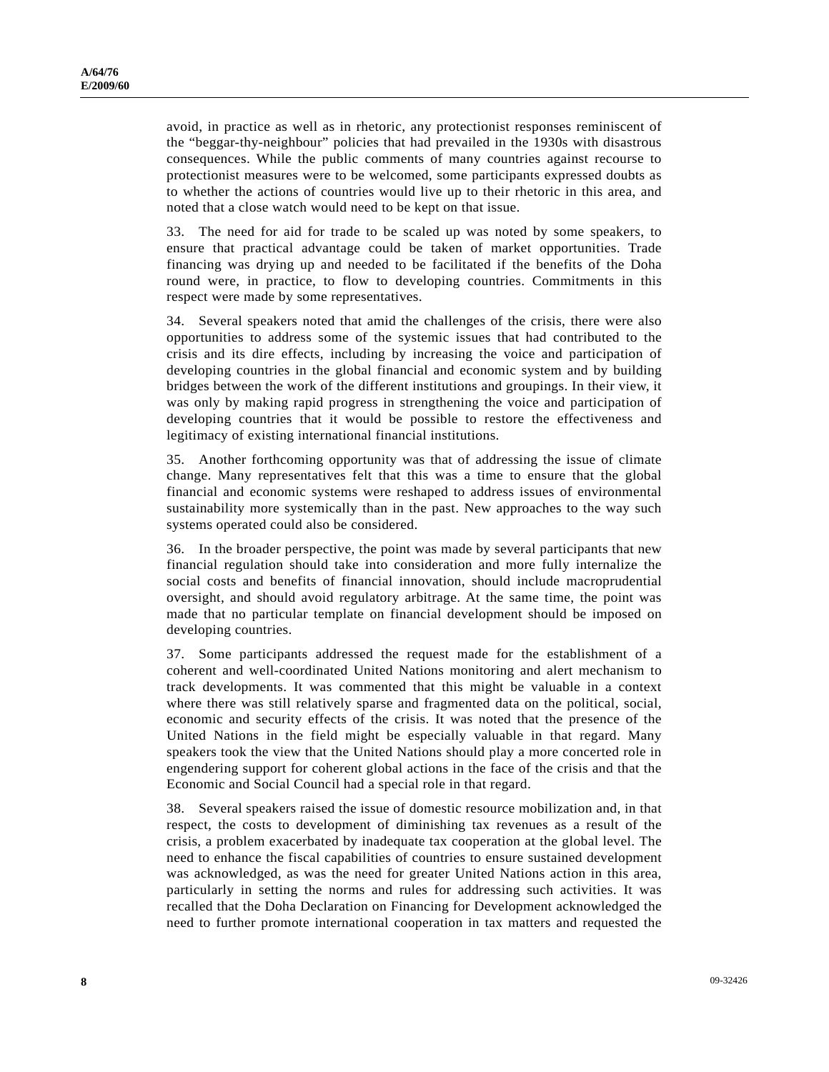avoid, in practice as well as in rhetoric, any protectionist responses reminiscent of the "beggar-thy-neighbour" policies that had prevailed in the 1930s with disastrous consequences. While the public comments of many countries against recourse to protectionist measures were to be welcomed, some participants expressed doubts as to whether the actions of countries would live up to their rhetoric in this area, and noted that a close watch would need to be kept on that issue.

33. The need for aid for trade to be scaled up was noted by some speakers, to ensure that practical advantage could be taken of market opportunities. Trade financing was drying up and needed to be facilitated if the benefits of the Doha round were, in practice, to flow to developing countries. Commitments in this respect were made by some representatives.

34. Several speakers noted that amid the challenges of the crisis, there were also opportunities to address some of the systemic issues that had contributed to the crisis and its dire effects, including by increasing the voice and participation of developing countries in the global financial and economic system and by building bridges between the work of the different institutions and groupings. In their view, it was only by making rapid progress in strengthening the voice and participation of developing countries that it would be possible to restore the effectiveness and legitimacy of existing international financial institutions.

35. Another forthcoming opportunity was that of addressing the issue of climate change. Many representatives felt that this was a time to ensure that the global financial and economic systems were reshaped to address issues of environmental sustainability more systemically than in the past. New approaches to the way such systems operated could also be considered.

36. In the broader perspective, the point was made by several participants that new financial regulation should take into consideration and more fully internalize the social costs and benefits of financial innovation, should include macroprudential oversight, and should avoid regulatory arbitrage. At the same time, the point was made that no particular template on financial development should be imposed on developing countries.

37. Some participants addressed the request made for the establishment of a coherent and well-coordinated United Nations monitoring and alert mechanism to track developments. It was commented that this might be valuable in a context where there was still relatively sparse and fragmented data on the political, social, economic and security effects of the crisis. It was noted that the presence of the United Nations in the field might be especially valuable in that regard. Many speakers took the view that the United Nations should play a more concerted role in engendering support for coherent global actions in the face of the crisis and that the Economic and Social Council had a special role in that regard.

38. Several speakers raised the issue of domestic resource mobilization and, in that respect, the costs to development of diminishing tax revenues as a result of the crisis, a problem exacerbated by inadequate tax cooperation at the global level. The need to enhance the fiscal capabilities of countries to ensure sustained development was acknowledged, as was the need for greater United Nations action in this area, particularly in setting the norms and rules for addressing such activities. It was recalled that the Doha Declaration on Financing for Development acknowledged the need to further promote international cooperation in tax matters and requested the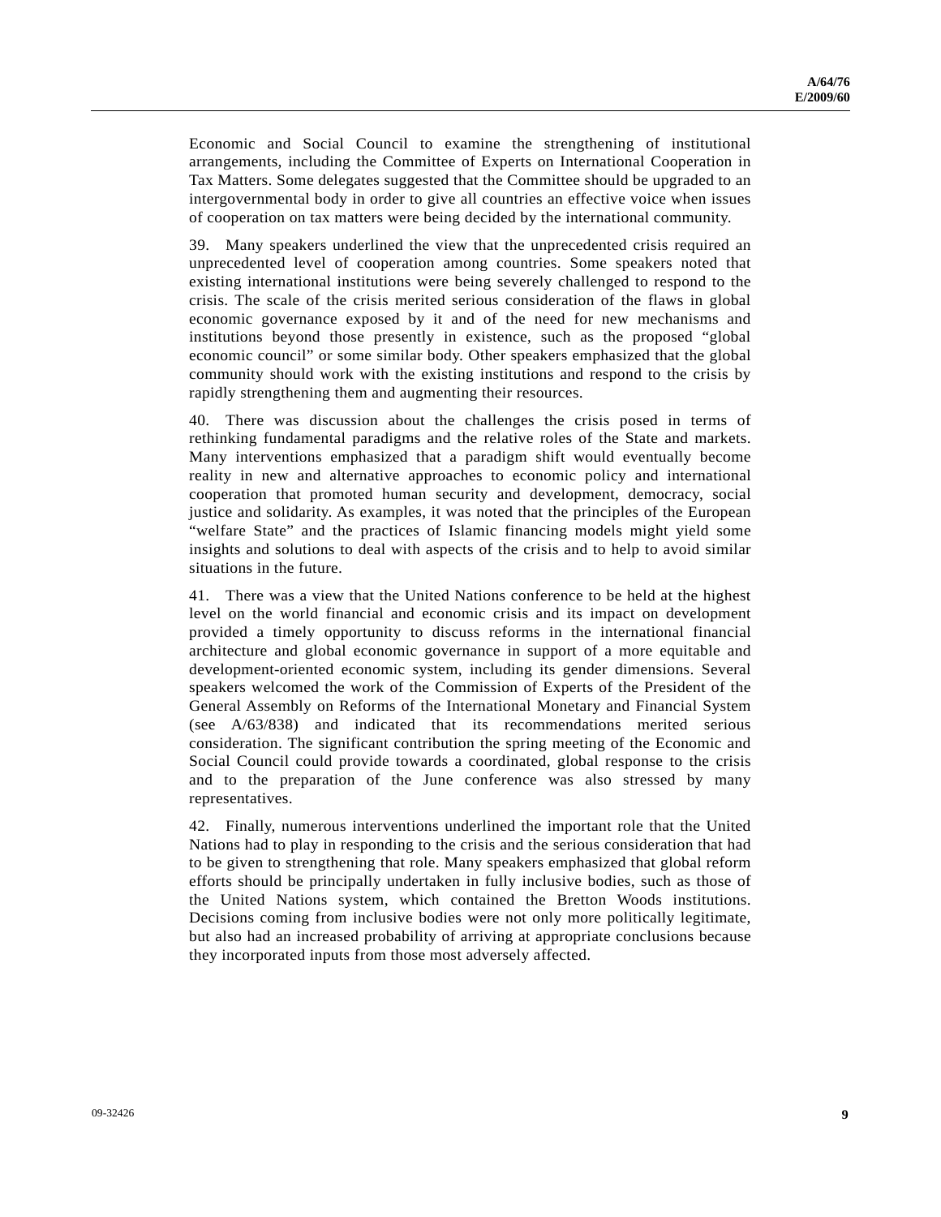Economic and Social Council to examine the strengthening of institutional arrangements, including the Committee of Experts on International Cooperation in Tax Matters. Some delegates suggested that the Committee should be upgraded to an intergovernmental body in order to give all countries an effective voice when issues of cooperation on tax matters were being decided by the international community.

39. Many speakers underlined the view that the unprecedented crisis required an unprecedented level of cooperation among countries. Some speakers noted that existing international institutions were being severely challenged to respond to the crisis. The scale of the crisis merited serious consideration of the flaws in global economic governance exposed by it and of the need for new mechanisms and institutions beyond those presently in existence, such as the proposed "global economic council" or some similar body. Other speakers emphasized that the global community should work with the existing institutions and respond to the crisis by rapidly strengthening them and augmenting their resources.

40. There was discussion about the challenges the crisis posed in terms of rethinking fundamental paradigms and the relative roles of the State and markets. Many interventions emphasized that a paradigm shift would eventually become reality in new and alternative approaches to economic policy and international cooperation that promoted human security and development, democracy, social justice and solidarity. As examples, it was noted that the principles of the European "welfare State" and the practices of Islamic financing models might yield some insights and solutions to deal with aspects of the crisis and to help to avoid similar situations in the future.

41. There was a view that the United Nations conference to be held at the highest level on the world financial and economic crisis and its impact on development provided a timely opportunity to discuss reforms in the international financial architecture and global economic governance in support of a more equitable and development-oriented economic system, including its gender dimensions. Several speakers welcomed the work of the Commission of Experts of the President of the General Assembly on Reforms of the International Monetary and Financial System (see A/63/838) and indicated that its recommendations merited serious consideration. The significant contribution the spring meeting of the Economic and Social Council could provide towards a coordinated, global response to the crisis and to the preparation of the June conference was also stressed by many representatives.

42. Finally, numerous interventions underlined the important role that the United Nations had to play in responding to the crisis and the serious consideration that had to be given to strengthening that role. Many speakers emphasized that global reform efforts should be principally undertaken in fully inclusive bodies, such as those of the United Nations system, which contained the Bretton Woods institutions. Decisions coming from inclusive bodies were not only more politically legitimate, but also had an increased probability of arriving at appropriate conclusions because they incorporated inputs from those most adversely affected.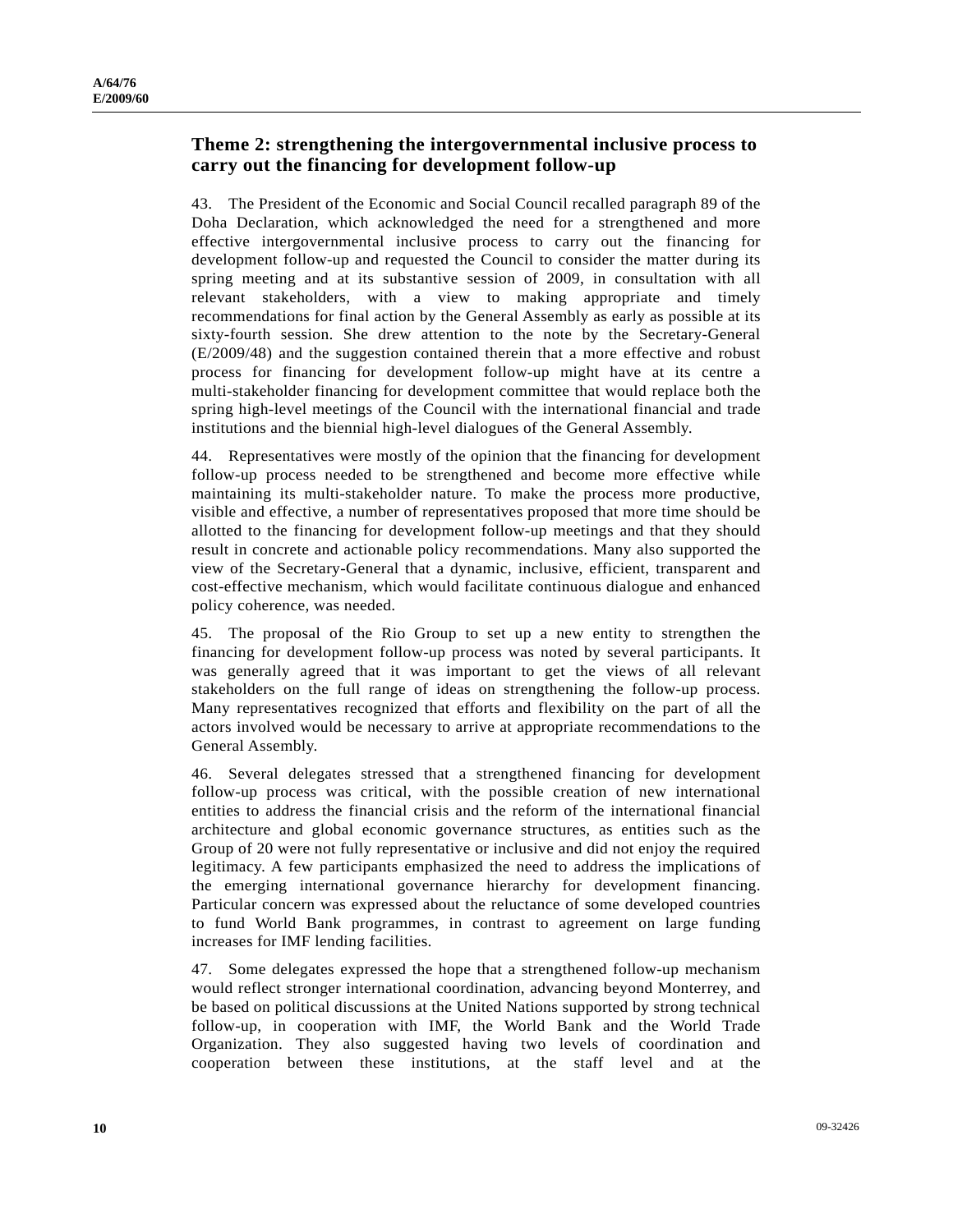## Theme 2: strengthening the intergovernmental inclusive process to carry out the financing for development follow-up

43. The President of the Economic and Social Council recalled paragraph 89 of the Doha Declaration, which acknowledged the need for a strengthened and more effective intergovernmental inclusive process to carry out the financing for development follow-up and requested the Council to consider the matter during its spring meeting and at its substantive session of 2009, in consultation with all relevant stakeholders, with a view to making appropriate and timely recommendations for final action by the General Assembly as early as possible at its sixty-fourth session. She drew attention to the note by the Secretary-General (E/2009/48) and the suggestion contained therein that a more effective and robust process for financing for development follow-up might have at its centre a multi-stakeholder financing for development committee that would replace both the spring high-level meetings of the Council with the international financial and trade institutions and the biennial high-level dialogues of the General Assembly.

44. Representatives were mostly of the opinion that the financing for development follow-up process needed to be strengthened and become more effective while maintaining its multi-stakeholder nature. To make the process more productive, visible and effective, a number of representatives proposed that more time should be allotted to the financing for development follow-up meetings and that they should result in concrete and actionable policy recommendations. Many also supported the view of the Secretary-General that a dynamic, inclusive, efficient, transparent and cost-effective mechanism, which would facilitate continuous dialogue and enhanced policy coherence, was needed.

45. The proposal of the Rio Group to set up a new entity to strengthen the financing for development follow-up process was noted by several participants. It was generally agreed that it was important to get the views of all relevant stakeholders on the full range of ideas on strengthening the follow-up process. Many representatives recognized that efforts and flexibility on the part of all the actors involved would be necessary to arrive at appropriate recommendations to the General Assembly.

46. Several delegates stressed that a strengthened financing for development follow-up process was critical, with the possible creation of new international entities to address the financial crisis and the reform of the international financial architecture and global economic governance structures, as entities such as the Group of 20 were not fully representative or inclusive and did not enjoy the required legitimacy. A few participants emphasized the need to address the implications of the emerging international governance hierarchy for development financing. Particular concern was expressed about the reluctance of some developed countries to fund World Bank programmes, in contrast to agreement on large funding increases for IMF lending facilities.

47. Some delegates expressed the hope that a strengthened follow-up mechanism would reflect stronger international coordination, advancing beyond Monterrey, and be based on political discussions at the United Nations supported by strong technical follow-up, in cooperation with IMF, the World Bank and the World Trade Organization. They also suggested having two levels of coordination and cooperation between these institutions, at the staff level and at the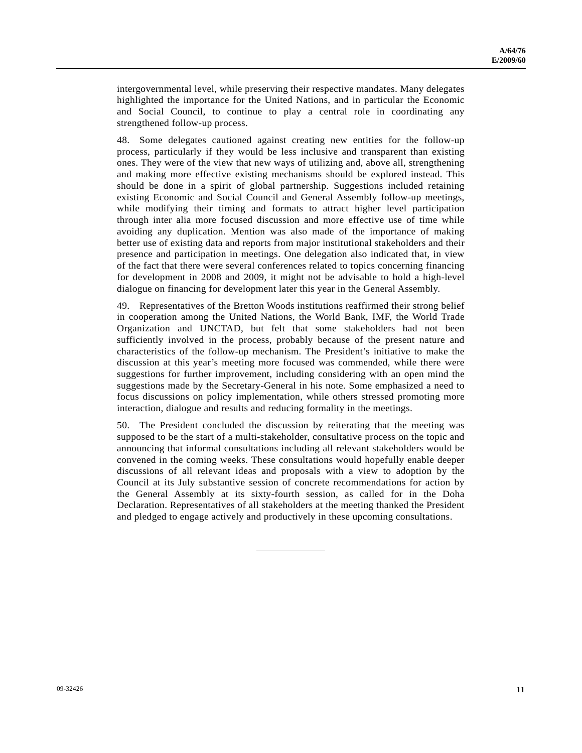intergovernmental level, while preserving their respective mandates. Many delegates highlighted the importance for the United Nations, and in particular the Economic and Social Council, to continue to play a central role in coordinating any strengthened follow-up process.

48. Some delegates cautioned against creating new entities for the follow-up process, particularly if they would be less inclusive and transparent than existing ones. They were of the view that new ways of utilizing and, above all, strengthening and making more effective existing mechanisms should be explored instead. This should be done in a spirit of global partnership. Suggestions included retaining existing Economic and Social Council and General Assembly follow-up meetings, while modifying their timing and formats to attract higher level participation through inter alia more focused discussion and more effective use of time while avoiding any duplication. Mention was also made of the importance of making better use of existing data and reports from major institutional stakeholders and their presence and participation in meetings. One delegation also indicated that, in view of the fact that there were several conferences related to topics concerning financing for development in 2008 and 2009, it might not be advisable to hold a high-level dialogue on financing for development later this year in the General Assembly.

49. Representatives of the Bretton Woods institutions reaffirmed their strong belief in cooperation among the United Nations, the World Bank, IMF, the World Trade Organization and UNCTAD, but felt that some stakeholders had not been sufficiently involved in the process, probably because of the present nature and characteristics of the follow-up mechanism. The President's initiative to make the discussion at this year's meeting more focused was commended, while there were suggestions for further improvement, including considering with an open mind the suggestions made by the Secretary-General in his note. Some emphasized a need to focus discussions on policy implementation, while others stressed promoting more interaction, dialogue and results and reducing formality in the meetings.

50. The President concluded the discussion by reiterating that the meeting was supposed to be the start of a multi-stakeholder, consultative process on the topic and announcing that informal consultations including all relevant stakeholders would be convened in the coming weeks. These consultations would hopefully enable deeper discussions of all relevant ideas and proposals with a view to adoption by the Council at its July substantive session of concrete recommendations for action by the General Assembly at its sixty-fourth session, as called for in the Doha Declaration. Representatives of all stakeholders at the meeting thanked the President and pledged to engage actively and productively in these upcoming consultations.